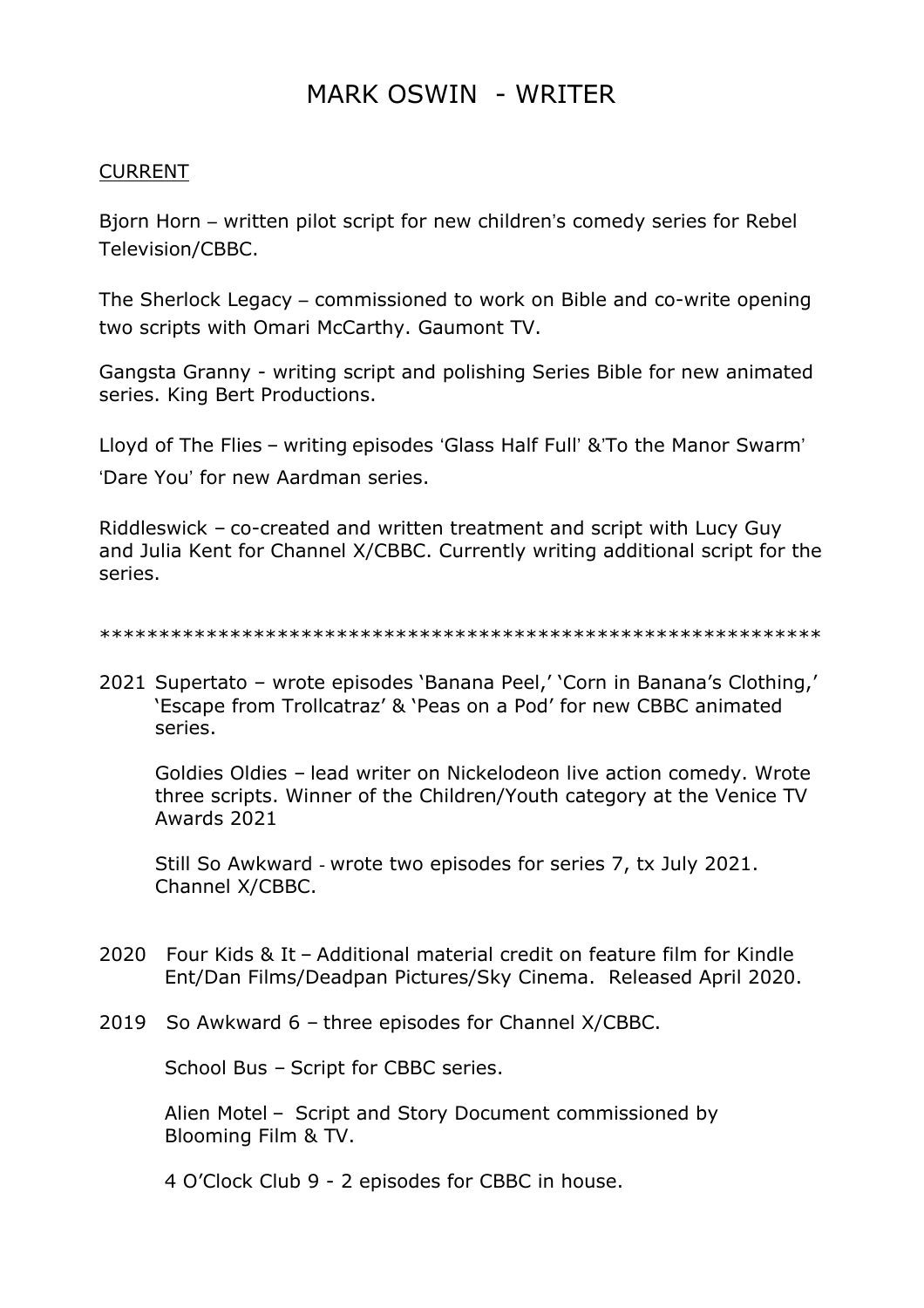# MARK OSWIN - WRITER

## CURRENT

Bjorn Horn – written pilot script for new children's comedy series for Rebel Television/CBBC.

The Sherlock Legacy – commissioned to work on Bible and co-write opening two scripts with Omari McCarthy. Gaumont TV.

Gangsta Granny - writing script and polishing Series Bible for new animated series. King Bert Productions.

Lloyd of The Flies – writing episodes 'Glass Half Full' &'To the Manor Swarm' 'Dare You' for new Aardman series.

Riddleswick – co-created and written treatment and script with Lucy Guy and Julia Kent for Channel X/CBBC. Currently writing additional script for the series.

**************************************************************

2021 Supertato – wrote episodes 'Banana Peel,' 'Corn in Banana's Clothing,' 'Escape from Trollcatraz' & 'Peas on a Pod' for new CBBC animated series.

Goldies Oldies – lead writer on Nickelodeon live action comedy. Wrote three scripts. Winner of the Children/Youth category at the Venice TV Awards 2021

Still So Awkward - wrote two episodes for series 7, tx July 2021. Channel X/CBBC.

2020 Four Kids & It – Additional material credit on feature film for Kindle Ent/Dan Films/Deadpan Pictures/Sky Cinema. Released April 2020.

2019 So Awkward 6 – three episodes for Channel X/CBBC.

School Bus – Script for CBBC series.

Alien Motel – Script and Story Document commissioned by Blooming Film & TV.

4 O'Clock Club 9 - 2 episodes for CBBC in house.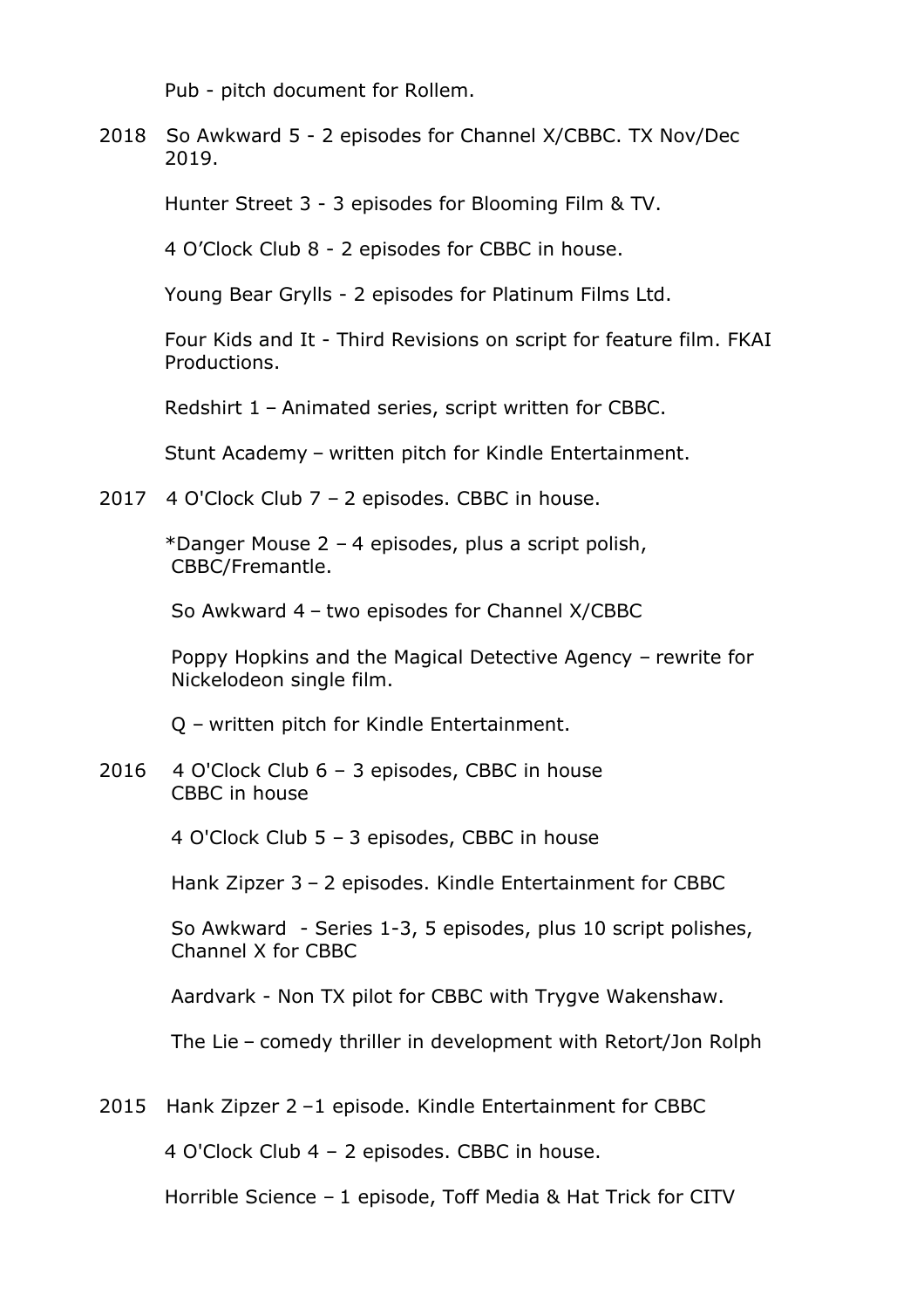Pub - pitch document for Rollem.

2018 So Awkward 5 - 2 episodes for Channel X/CBBC. TX Nov/Dec 2019.

Hunter Street 3 - 3 episodes for Blooming Film & TV.

4 O'Clock Club 8 - 2 episodes for CBBC in house.

Young Bear Grylls - 2 episodes for Platinum Films Ltd.

Four Kids and It - Third Revisions on script for feature film. FKAI Productions.

Redshirt 1 – Animated series, script written for CBBC.

Stunt Academy – written pitch for Kindle Entertainment.

2017 4 O'Clock Club 7 – 2 episodes. CBBC in house.

*Danger Mouse 2 – 4 episodes, plus a script polish, CBBC/Fremantle.

So Awkward 4 – two episodes for Channel X/CBBC

Poppy Hopkins and the Magical Detective Agency – rewrite for Nickelodeon single film.

Q – written pitch for Kindle Entertainment.

2016 4 O'Clock Club 6 – 3 episodes, CBBC in house
CBBC in house

4 O'Clock Club 5 – 3 episodes, CBBC in house

Hank Zipzer 3 – 2 episodes. Kindle Entertainment for CBBC

So Awkward - Series 1-3, 5 episodes, plus 10 script polishes, Channel X for CBBC

Aardvark - Non TX pilot for CBBC with Trygve Wakenshaw.

The Lie – comedy thriller in development with Retort/Jon Rolph

2015 Hank Zipzer 2 –1 episode. Kindle Entertainment for CBBC

4 O'Clock Club 4 – 2 episodes. CBBC in house.

Horrible Science – 1 episode, Toff Media & Hat Trick for CITV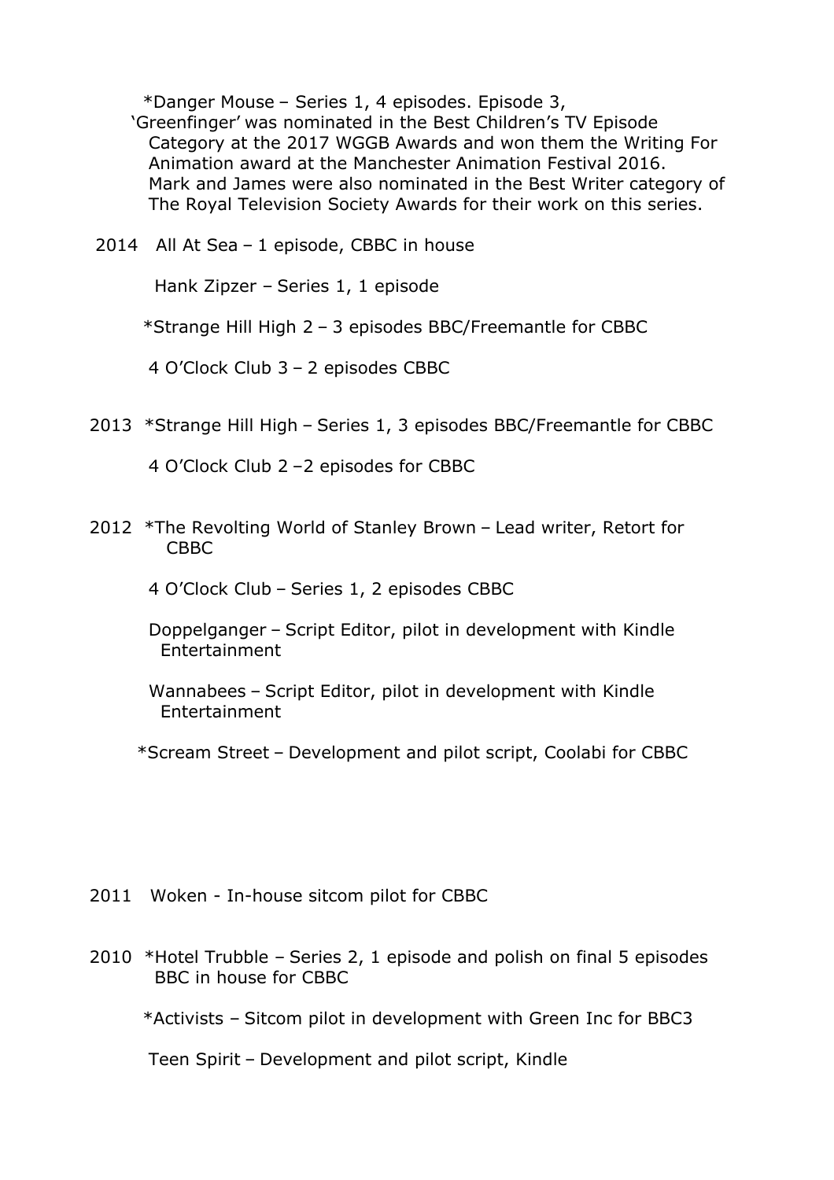*Danger Mouse – Series 1, 4 episodes. Episode 3, 'Greenfinger' was nominated in the Best Children's TV Episode Category at the 2017 WGGB Awards and won them the Writing For Animation award at the Manchester Animation Festival 2016. Mark and James were also nominated in the Best Writer category of The Royal Television Society Awards for their work on this series.

2014 All At Sea – 1 episode, CBBC in house

Hank Zipzer – Series 1, 1 episode

*Strange Hill High 2 – 3 episodes BBC/Freemantle for CBBC

4 O'Clock Club 3 – 2 episodes CBBC

2013 *Strange Hill High – Series 1, 3 episodes BBC/Freemantle for CBBC

4 O'Clock Club 2 –2 episodes for CBBC

2012 *The Revolting World of Stanley Brown – Lead writer, Retort for CBBC

4 O'Clock Club – Series 1, 2 episodes CBBC

Doppelganger – Script Editor, pilot in development with Kindle Entertainment

Wannabees – Script Editor, pilot in development with Kindle Entertainment

*Scream Street – Development and pilot script, Coolabi for CBBC

2011 Woken - In-house sitcom pilot for CBBC

2010 *Hotel Trubble – Series 2, 1 episode and polish on final 5 episodes BBC in house for CBBC

*Activists – Sitcom pilot in development with Green Inc for BBC3

Teen Spirit – Development and pilot script, Kindle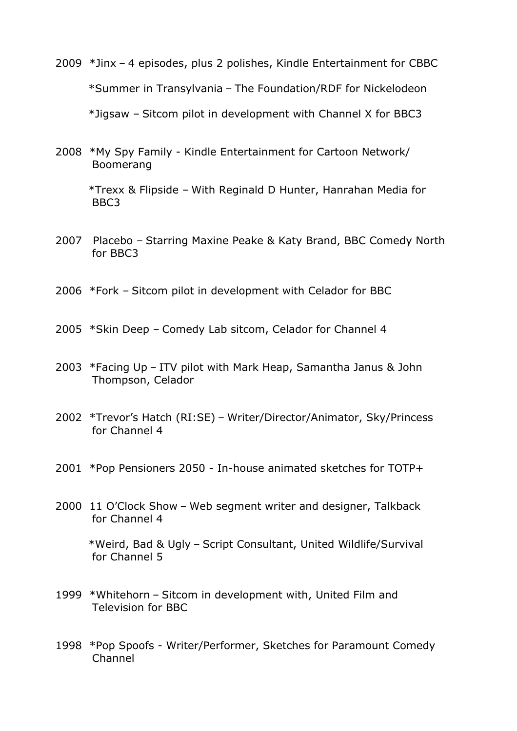2009 *Jinx – 4 episodes, plus 2 polishes, Kindle Entertainment for CBBC

*Summer in Transylvania – The Foundation/RDF for Nickelodeon

*Jigsaw – Sitcom pilot in development with Channel X for BBC3

2008 *My Spy Family - Kindle Entertainment for Cartoon Network/ Boomerang

*Trexx & Flipside – With Reginald D Hunter, Hanrahan Media for BBC3

2007 Placebo – Starring Maxine Peake & Katy Brand, BBC Comedy North for BBC3

2006 *Fork – Sitcom pilot in development with Celador for BBC

2005 *Skin Deep – Comedy Lab sitcom, Celador for Channel 4

2003 *Facing Up – ITV pilot with Mark Heap, Samantha Janus & John Thompson, Celador

2002 *Trevor's Hatch (RI:SE) – Writer/Director/Animator, Sky/Princess for Channel 4

2001 *Pop Pensioners 2050 - In-house animated sketches for TOTP+

2000 11 O'Clock Show – Web segment writer and designer, Talkback for Channel 4

*Weird, Bad & Ugly – Script Consultant, United Wildlife/Survival for Channel 5

1999 *Whitehorn – Sitcom in development with, United Film and Television for BBC

1998 *Pop Spoofs - Writer/Performer, Sketches for Paramount Comedy Channel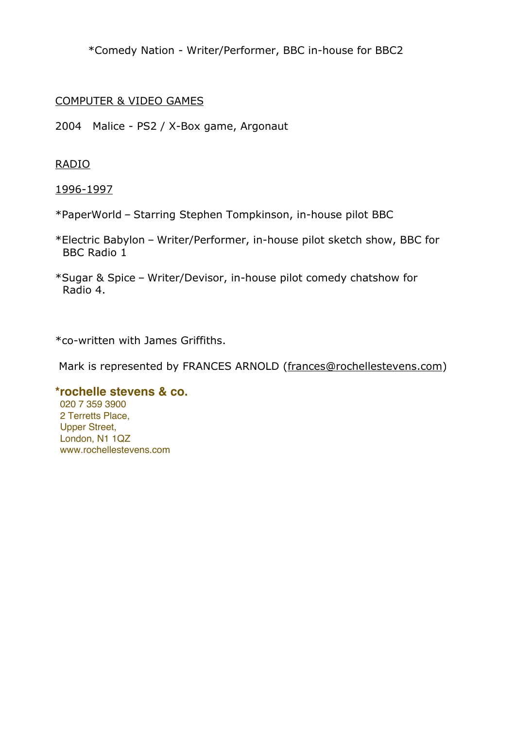*Comedy Nation - Writer/Performer, BBC in-house for BBC2

COMPUTER & VIDEO GAMES

2004 Malice - PS2 / X-Box game, Argonaut

RADIO

1996-1997

*PaperWorld – Starring Stephen Tompkinson, in-house pilot BBC

*Electric Babylon – Writer/Performer, in-house pilot sketch show, BBC for BBC Radio 1

*Sugar & Spice – Writer/Devisor, in-house pilot comedy chatshow for Radio 4.

*co-written with James Griffiths.

Mark is represented by FRANCES ARNOLD (frances@rochellestevens.com)

**\*rochelle stevens & co.**
020 7 359 3900
2 Terretts Place,
Upper Street,
London, N1 1QZ
www.rochellestevens.com